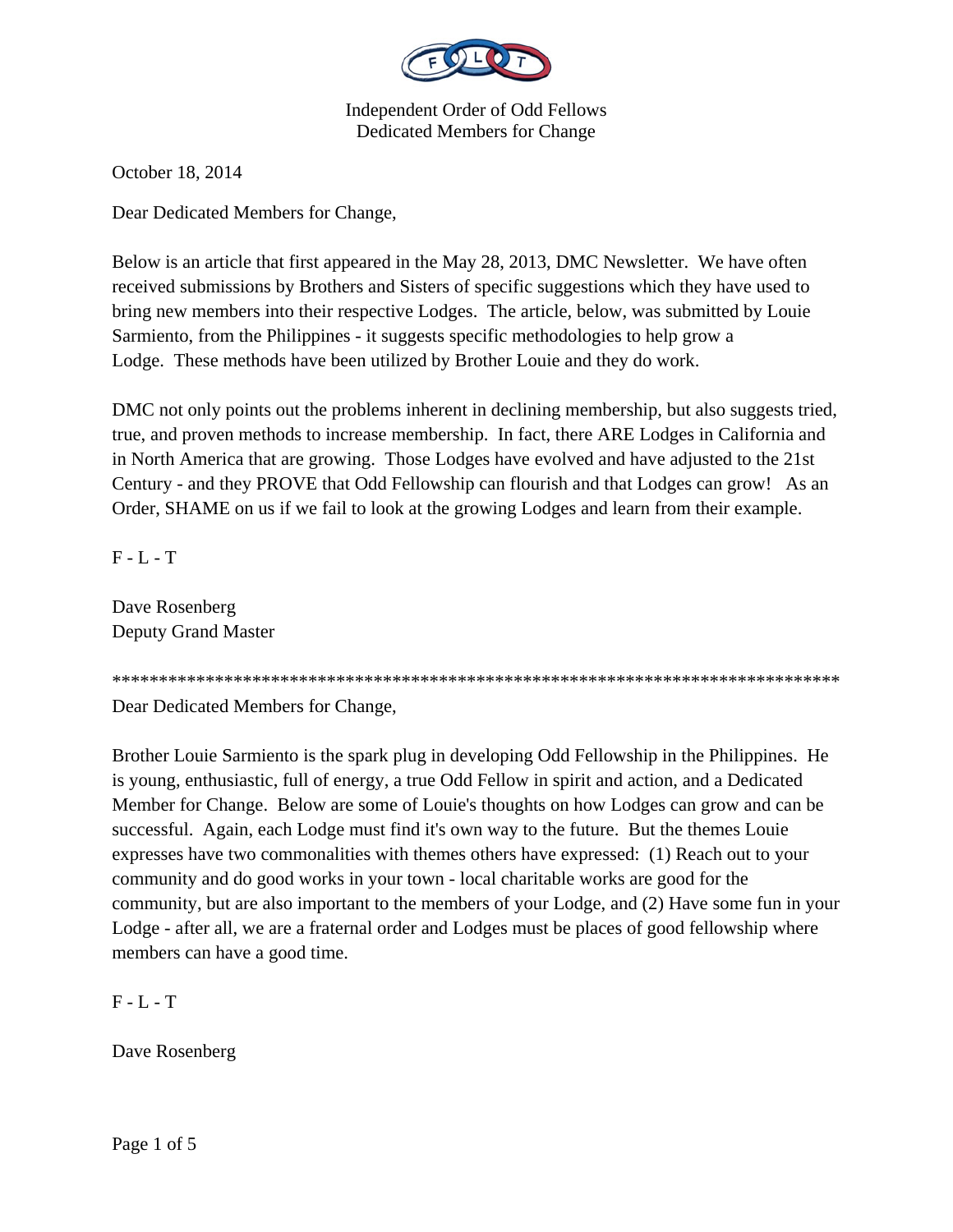Independent Order of Odd Fellows
Dedicated Members for Change

October 18, 2014

Dear Dedicated Members for Change,

Below is an article that first appeared in the May 28, 2013, DMC Newsletter. We have often received submissions by Brothers and Sisters of specific suggestions which they have used to bring new members into their respective Lodges. The article, below, was submitted by Louie Sarmiento, from the Philippines - it suggests specific methodologies to help grow a Lodge. These methods have been utilized by Brother Louie and they do work.

DMC not only points out the problems inherent in declining membership, but also suggests tried, true, and proven methods to increase membership. In fact, there ARE Lodges in California and in North America that are growing. Those Lodges have evolved and have adjusted to the 21st Century - and they PROVE that Odd Fellowship can flourish and that Lodges can grow! As an Order, SHAME on us if we fail to look at the growing Lodges and learn from their example.

F - L - T

Dave Rosenberg
Deputy Grand Master

********************************************************************************

Dear Dedicated Members for Change,

Brother Louie Sarmiento is the spark plug in developing Odd Fellowship in the Philippines. He is young, enthusiastic, full of energy, a true Odd Fellow in spirit and action, and a Dedicated Member for Change. Below are some of Louie's thoughts on how Lodges can grow and can be successful. Again, each Lodge must find it's own way to the future. But the themes Louie expresses have two commonalities with themes others have expressed: (1) Reach out to your community and do good works in your town - local charitable works are good for the community, but are also important to the members of your Lodge, and (2) Have some fun in your Lodge - after all, we are a fraternal order and Lodges must be places of good fellowship where members can have a good time.

F - L - T

Dave Rosenberg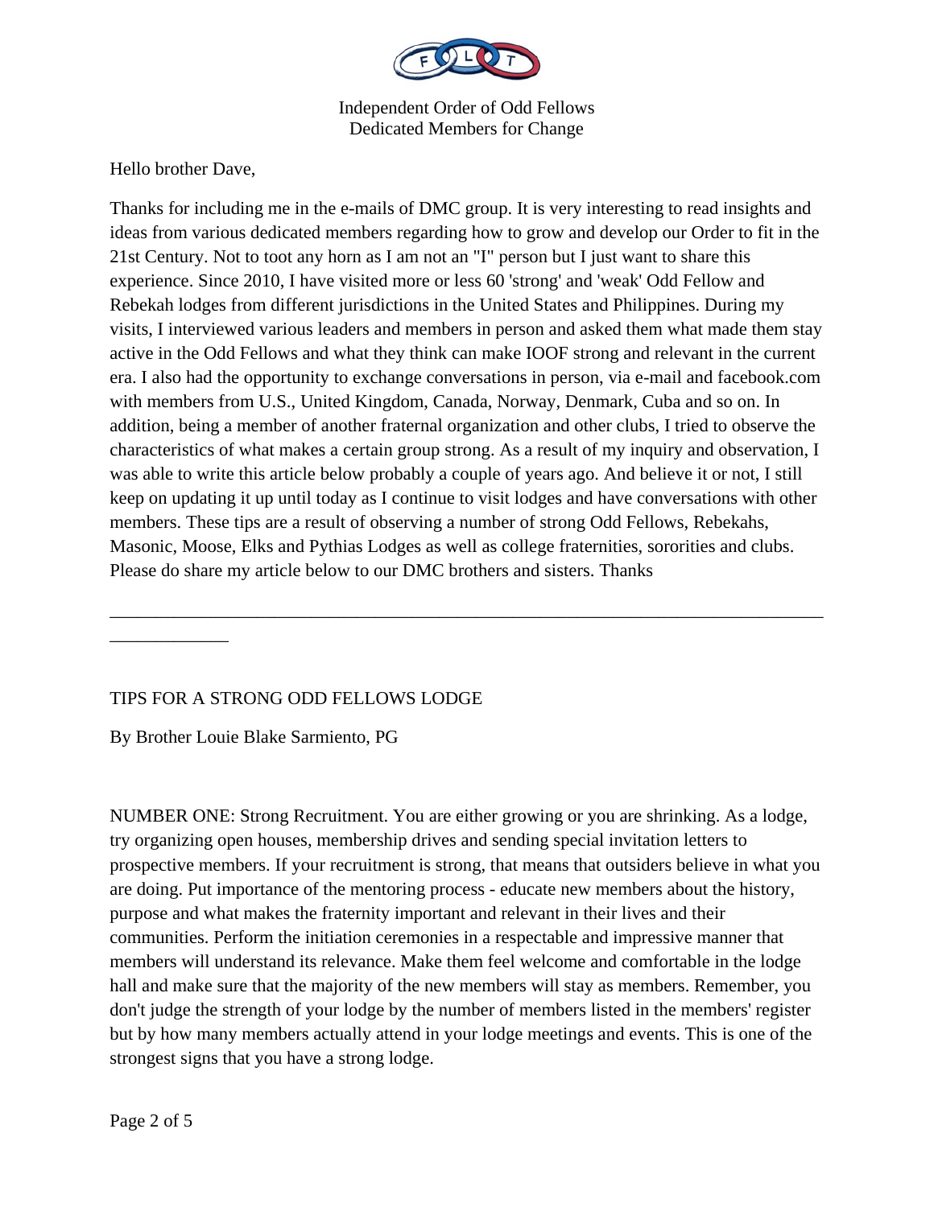Independent Order of Odd Fellows
Dedicated Members for Change

Hello brother Dave,

Thanks for including me in the e-mails of DMC group. It is very interesting to read insights and ideas from various dedicated members regarding how to grow and develop our Order to fit in the 21st Century. Not to toot any horn as I am not an "I" person but I just want to share this experience. Since 2010, I have visited more or less 60 'strong' and 'weak' Odd Fellow and Rebekah lodges from different jurisdictions in the United States and Philippines. During my visits, I interviewed various leaders and members in person and asked them what made them stay active in the Odd Fellows and what they think can make IOOF strong and relevant in the current era. I also had the opportunity to exchange conversations in person, via e-mail and facebook.com with members from U.S., United Kingdom, Canada, Norway, Denmark, Cuba and so on. In addition, being a member of another fraternal organization and other clubs, I tried to observe the characteristics of what makes a certain group strong. As a result of my inquiry and observation, I was able to write this article below probably a couple of years ago. And believe it or not, I still keep on updating it up until today as I continue to visit lodges and have conversations with other members. These tips are a result of observing a number of strong Odd Fellows, Rebekahs, Masonic, Moose, Elks and Pythias Lodges as well as college fraternities, sororities and clubs. Please do share my article below to our DMC brothers and sisters. Thanks

---

TIPS FOR A STRONG ODD FELLOWS LODGE

By Brother Louie Blake Sarmiento, PG

NUMBER ONE: Strong Recruitment. You are either growing or you are shrinking. As a lodge, try organizing open houses, membership drives and sending special invitation letters to prospective members. If your recruitment is strong, that means that outsiders believe in what you are doing. Put importance of the mentoring process - educate new members about the history, purpose and what makes the fraternity important and relevant in their lives and their communities. Perform the initiation ceremonies in a respectable and impressive manner that members will understand its relevance. Make them feel welcome and comfortable in the lodge hall and make sure that the majority of the new members will stay as members. Remember, you don't judge the strength of your lodge by the number of members listed in the members' register but by how many members actually attend in your lodge meetings and events. This is one of the strongest signs that you have a strong lodge.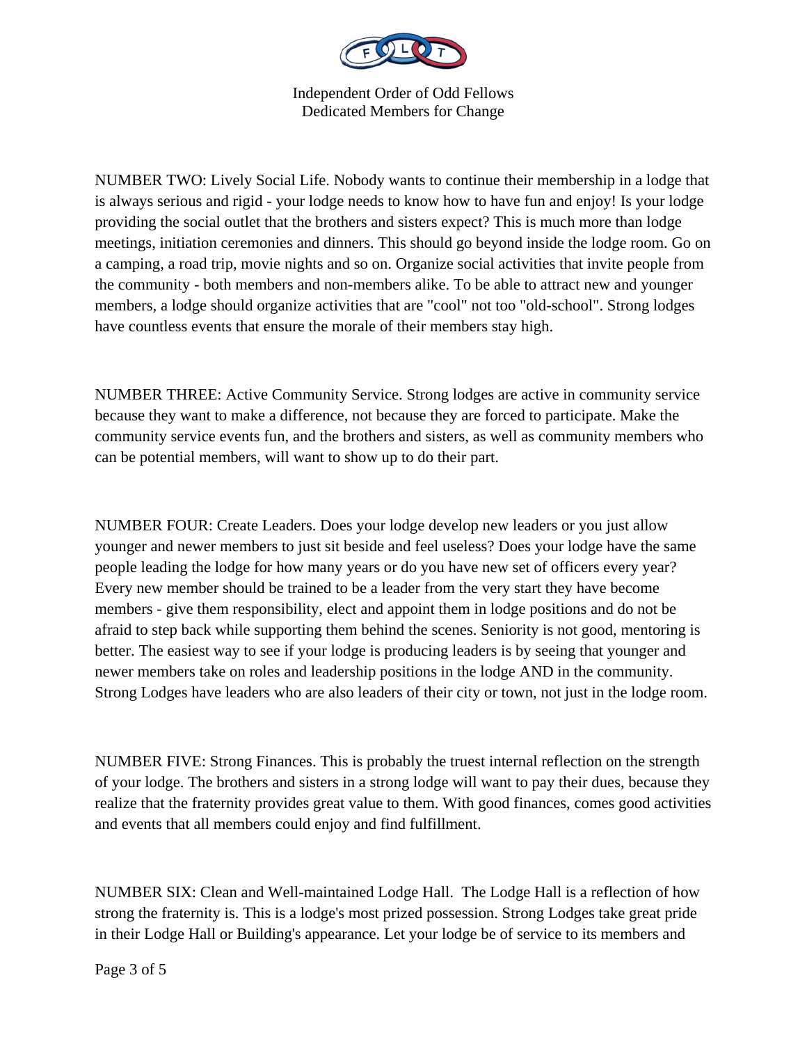NUMBER TWO: Lively Social Life. Nobody wants to continue their membership in a lodge that is always serious and rigid - your lodge needs to know how to have fun and enjoy! Is your lodge providing the social outlet that the brothers and sisters expect? This is much more than lodge meetings, initiation ceremonies and dinners. This should go beyond inside the lodge room. Go on a camping, a road trip, movie nights and so on. Organize social activities that invite people from the community - both members and non-members alike. To be able to attract new and younger members, a lodge should organize activities that are "cool" not too "old-school". Strong lodges have countless events that ensure the morale of their members stay high.

NUMBER THREE: Active Community Service. Strong lodges are active in community service because they want to make a difference, not because they are forced to participate. Make the community service events fun, and the brothers and sisters, as well as community members who can be potential members, will want to show up to do their part.

NUMBER FOUR: Create Leaders. Does your lodge develop new leaders or you just allow younger and newer members to just sit beside and feel useless? Does your lodge have the same people leading the lodge for how many years or do you have new set of officers every year? Every new member should be trained to be a leader from the very start they have become members - give them responsibility, elect and appoint them in lodge positions and do not be afraid to step back while supporting them behind the scenes. Seniority is not good, mentoring is better. The easiest way to see if your lodge is producing leaders is by seeing that younger and newer members take on roles and leadership positions in the lodge AND in the community. Strong Lodges have leaders who are also leaders of their city or town, not just in the lodge room.

NUMBER FIVE: Strong Finances. This is probably the truest internal reflection on the strength of your lodge. The brothers and sisters in a strong lodge will want to pay their dues, because they realize that the fraternity provides great value to them. With good finances, comes good activities and events that all members could enjoy and find fulfillment.

NUMBER SIX: Clean and Well-maintained Lodge Hall. The Lodge Hall is a reflection of how strong the fraternity is. This is a lodge's most prized possession. Strong Lodges take great pride in their Lodge Hall or Building's appearance. Let your lodge be of service to its members and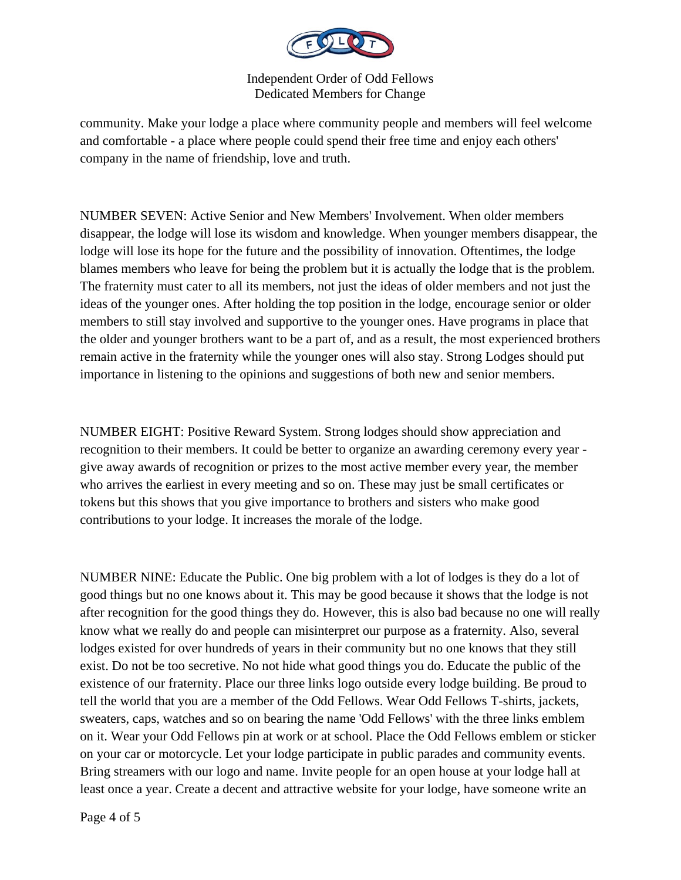community. Make your lodge a place where community people and members will feel welcome and comfortable - a place where people could spend their free time and enjoy each others' company in the name of friendship, love and truth.

NUMBER SEVEN: Active Senior and New Members' Involvement. When older members disappear, the lodge will lose its wisdom and knowledge. When younger members disappear, the lodge will lose its hope for the future and the possibility of innovation. Oftentimes, the lodge blames members who leave for being the problem but it is actually the lodge that is the problem. The fraternity must cater to all its members, not just the ideas of older members and not just the ideas of the younger ones. After holding the top position in the lodge, encourage senior or older members to still stay involved and supportive to the younger ones. Have programs in place that the older and younger brothers want to be a part of, and as a result, the most experienced brothers remain active in the fraternity while the younger ones will also stay. Strong Lodges should put importance in listening to the opinions and suggestions of both new and senior members.

NUMBER EIGHT: Positive Reward System. Strong lodges should show appreciation and recognition to their members. It could be better to organize an awarding ceremony every year - give away awards of recognition or prizes to the most active member every year, the member who arrives the earliest in every meeting and so on. These may just be small certificates or tokens but this shows that you give importance to brothers and sisters who make good contributions to your lodge. It increases the morale of the lodge.

NUMBER NINE: Educate the Public. One big problem with a lot of lodges is they do a lot of good things but no one knows about it. This may be good because it shows that the lodge is not after recognition for the good things they do. However, this is also bad because no one will really know what we really do and people can misinterpret our purpose as a fraternity. Also, several lodges existed for over hundreds of years in their community but no one knows that they still exist. Do not be too secretive. No not hide what good things you do. Educate the public of the existence of our fraternity. Place our three links logo outside every lodge building. Be proud to tell the world that you are a member of the Odd Fellows. Wear Odd Fellows T-shirts, jackets, sweaters, caps, watches and so on bearing the name 'Odd Fellows' with the three links emblem on it. Wear your Odd Fellows pin at work or at school. Place the Odd Fellows emblem or sticker on your car or motorcycle. Let your lodge participate in public parades and community events. Bring streamers with our logo and name. Invite people for an open house at your lodge hall at least once a year. Create a decent and attractive website for your lodge, have someone write an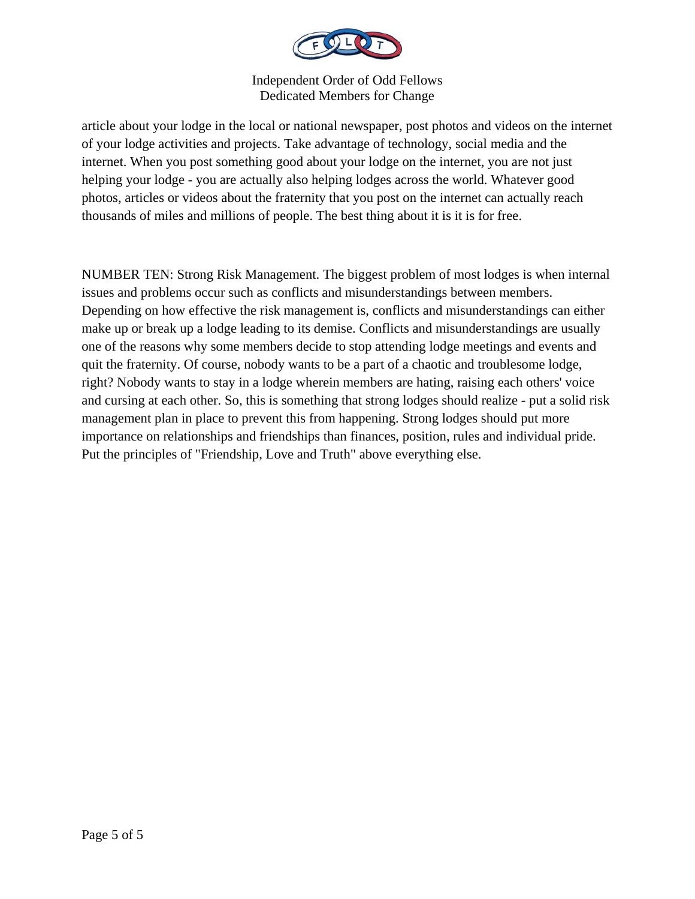article about your lodge in the local or national newspaper, post photos and videos on the internet of your lodge activities and projects. Take advantage of technology, social media and the internet. When you post something good about your lodge on the internet, you are not just helping your lodge - you are actually also helping lodges across the world. Whatever good photos, articles or videos about the fraternity that you post on the internet can actually reach thousands of miles and millions of people. The best thing about it is it is for free.

NUMBER TEN: Strong Risk Management. The biggest problem of most lodges is when internal issues and problems occur such as conflicts and misunderstandings between members. Depending on how effective the risk management is, conflicts and misunderstandings can either make up or break up a lodge leading to its demise. Conflicts and misunderstandings are usually one of the reasons why some members decide to stop attending lodge meetings and events and quit the fraternity. Of course, nobody wants to be a part of a chaotic and troublesome lodge, right? Nobody wants to stay in a lodge wherein members are hating, raising each others' voice and cursing at each other. So, this is something that strong lodges should realize - put a solid risk management plan in place to prevent this from happening. Strong lodges should put more importance on relationships and friendships than finances, position, rules and individual pride. Put the principles of "Friendship, Love and Truth" above everything else.